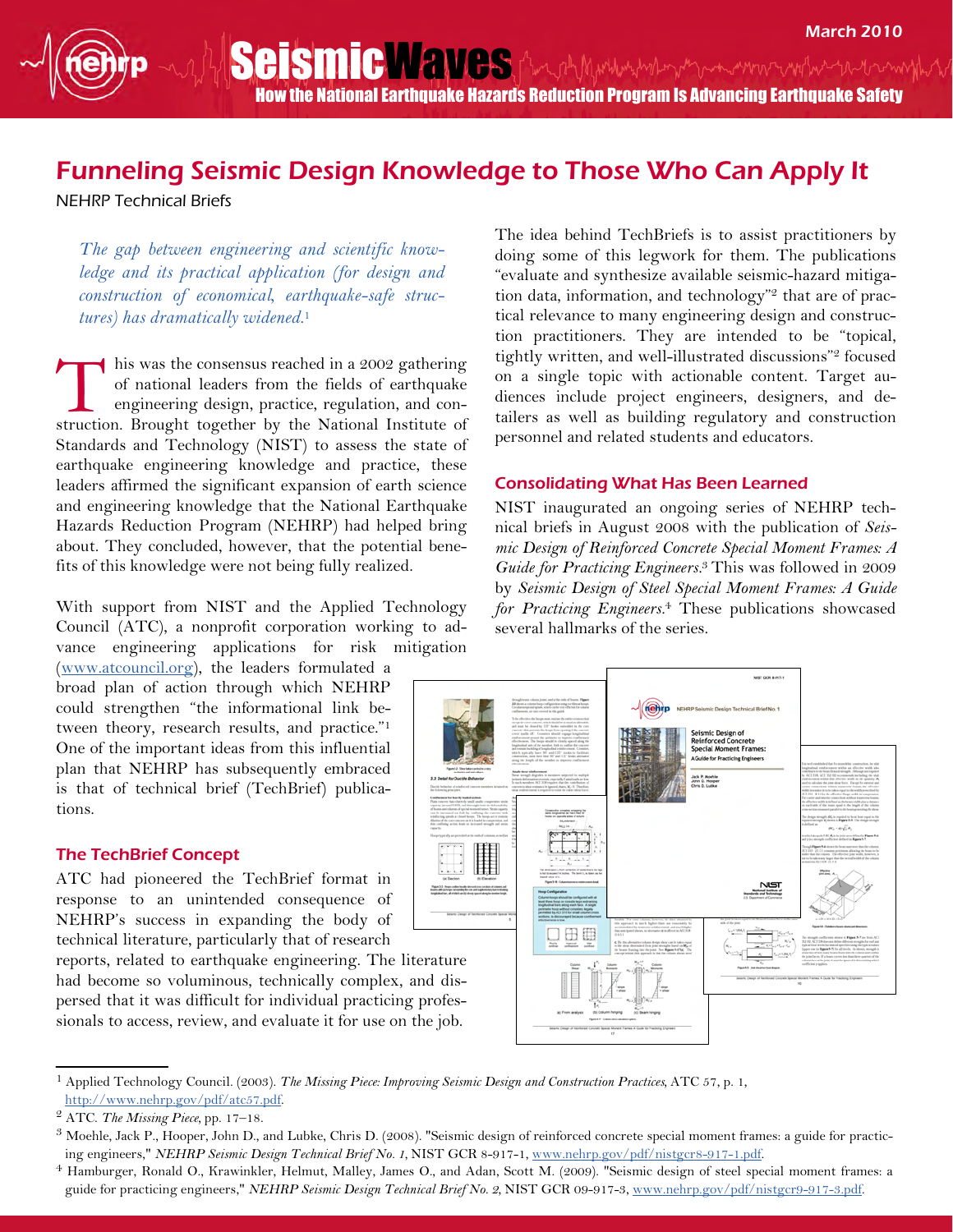# Funneling Seismic Design Knowledge to Those Who Can Apply It

*NEHRP Technical Briefs*

*The gap between engineering and scientific knowledge and its practical application (for design and construction of economical, earthquake-safe structures) has dramatically widened.*[1]

This was the consensus reached in a 2002 gathering of national leaders from the fields of earthquake engineering design, practice, regulation, and construction. Brought together by the National Institute of Standards and Technology (NIST) to assess the state of earthquake engineering knowledge and practice, these leaders affirmed the significant expansion of earth science and engineering knowledge that the National Earthquake Hazards Reduction Program (NEHRP) had helped bring about. They concluded, however, that the potential benefits of this knowledge were not being fully realized.

With support from NIST and the Applied Technology Council (ATC), a nonprofit corporation working to advance engineering applications for risk mitigation (www.atcouncil.org), the leaders formulated a broad plan of action through which NEHRP could strengthen "the informational link between theory, research results, and practice."[1] One of the important ideas from this influential plan that NEHRP has subsequently embraced is that of technical brief (TechBrief) publications.

## The TechBrief Concept

ATC had pioneered the TechBrief format in response to an unintended consequence of NEHRP's success in expanding the body of technical literature, particularly that of research reports, related to earthquake engineering. The literature had become so voluminous, technically complex, and dispersed that it was difficult for individual practicing professionals to access, review, and evaluate it for use on the job.

The idea behind TechBriefs is to assist practitioners by doing some of this legwork for them. The publications "evaluate and synthesize available seismic-hazard mitigation data, information, and technology"[2] that are of practical relevance to many engineering design and construction practitioners. They are intended to be "topical, tightly written, and well-illustrated discussions"[2] focused on a single topic with actionable content. Target audiences include project engineers, designers, and detailers as well as building regulatory and construction personnel and related students and educators.

## Consolidating What Has Been Learned

NIST inaugurated an ongoing series of NEHRP technical briefs in August 2008 with the publication of *Seismic Design of Reinforced Concrete Special Moment Frames: A Guide for Practicing Engineers*.[3] This was followed in 2009 by *Seismic Design of Steel Special Moment Frames: A Guide for Practicing Engineers*.[4] These publications showcased several hallmarks of the series.

---

[1] Applied Technology Council. (2003). *The Missing Piece: Improving Seismic Design and Construction Practices*, ATC 57, p. 1, http://www.nehrp.gov/pdf/atc57.pdf.

[2] ATC. *The Missing Piece*, pp. 17–18.

[3] Moehle, Jack P., Hooper, John D., and Lubke, Chris D. (2008). "Seismic design of reinforced concrete special moment frames: a guide for practicing engineers," *NEHRP Seismic Design Technical Brief No. 1*, NIST GCR 8-917-1, www.nehrp.gov/pdf/nistgcr8-917-1.pdf.

[4] Hamburger, Ronald O., Krawinkler, Helmut, Malley, James O., and Adan, Scott M. (2009). "Seismic design of steel special moment frames: a guide for practicing engineers," *NEHRP Seismic Design Technical Brief No. 2*, NIST GCR 09-917-3, www.nehrp.gov/pdf/nistgcr9-917-3.pdf.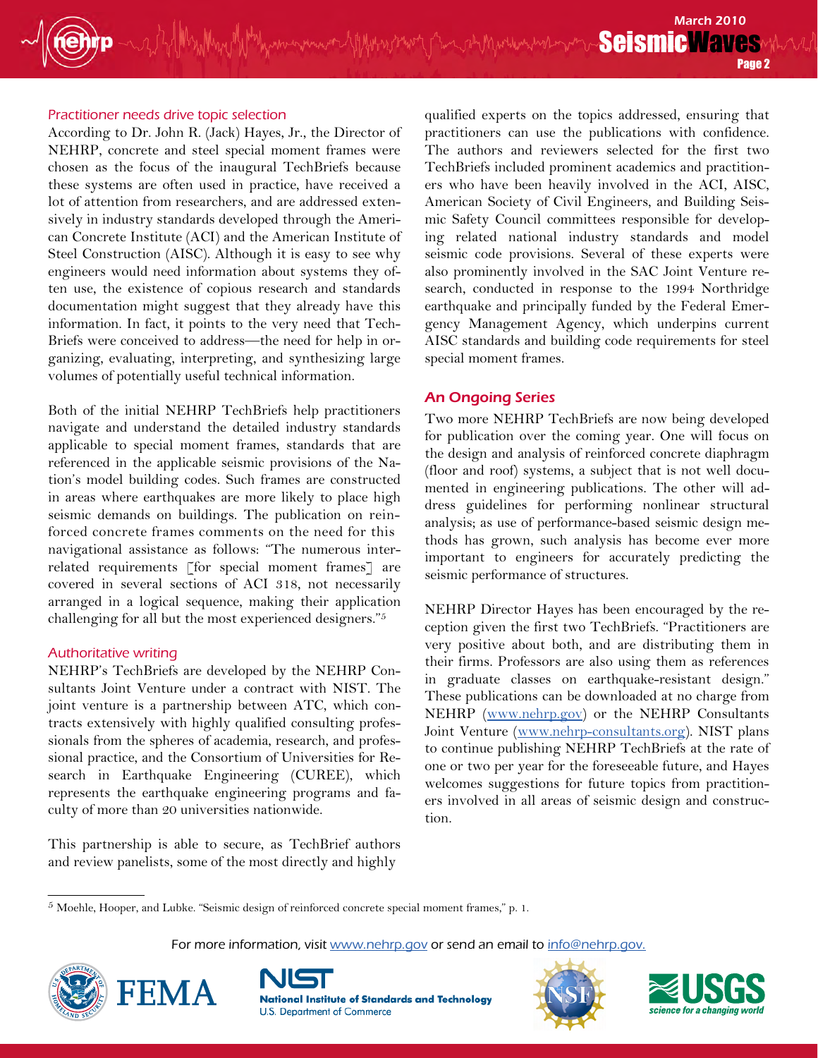### Practitioner needs drive topic selection

According to Dr. John R. (Jack) Hayes, Jr., the Director of NEHRP, concrete and steel special moment frames were chosen as the focus of the inaugural TechBriefs because these systems are often used in practice, have received a lot of attention from researchers, and are addressed extensively in industry standards developed through the American Concrete Institute (ACI) and the American Institute of Steel Construction (AISC). Although it is easy to see why engineers would need information about systems they often use, the existence of copious research and standards documentation might suggest that they already have this information. In fact, it points to the very need that TechBriefs were conceived to address—the need for help in organizing, evaluating, interpreting, and synthesizing large volumes of potentially useful technical information.

Both of the initial NEHRP TechBriefs help practitioners navigate and understand the detailed industry standards applicable to special moment frames, standards that are referenced in the applicable seismic provisions of the Nation's model building codes. Such frames are constructed in areas where earthquakes are more likely to place high seismic demands on buildings. The publication on reinforced concrete frames comments on the need for this navigational assistance as follows: "The numerous interrelated requirements [for special moment frames] are covered in several sections of ACI 318, not necessarily arranged in a logical sequence, making their application challenging for all but the most experienced designers."[5]

### Authoritative writing

NEHRP's TechBriefs are developed by the NEHRP Consultants Joint Venture under a contract with NIST. The joint venture is a partnership between ATC, which contracts extensively with highly qualified consulting professionals from the spheres of academia, research, and professional practice, and the Consortium of Universities for Research in Earthquake Engineering (CUREE), which represents the earthquake engineering programs and faculty of more than 20 universities nationwide.

This partnership is able to secure, as TechBrief authors and review panelists, some of the most directly and highly qualified experts on the topics addressed, ensuring that practitioners can use the publications with confidence. The authors and reviewers selected for the first two TechBriefs included prominent academics and practitioners who have been heavily involved in the ACI, AISC, American Society of Civil Engineers, and Building Seismic Safety Council committees responsible for developing related national industry standards and model seismic code provisions. Several of these experts were also prominently involved in the SAC Joint Venture research, conducted in response to the 1994 Northridge earthquake and principally funded by the Federal Emergency Management Agency, which underpins current AISC standards and building code requirements for steel special moment frames.

### An Ongoing Series

Two more NEHRP TechBriefs are now being developed for publication over the coming year. One will focus on the design and analysis of reinforced concrete diaphragm (floor and roof) systems, a subject that is not well documented in engineering publications. The other will address guidelines for performing nonlinear structural analysis; as use of performance-based seismic design methods has grown, such analysis has become ever more important to engineers for accurately predicting the seismic performance of structures.

NEHRP Director Hayes has been encouraged by the reception given the first two TechBriefs. "Practitioners are very positive about both, and are distributing them in their firms. Professors are also using them as references in graduate classes on earthquake-resistant design." These publications can be downloaded at no charge from NEHRP (www.nehrp.gov) or the NEHRP Consultants Joint Venture (www.nehrp-consultants.org). NIST plans to continue publishing NEHRP TechBriefs at the rate of one or two per year for the foreseeable future, and Hayes welcomes suggestions for future topics from practitioners involved in all areas of seismic design and construction.

---

[5] Moehle, Hooper, and Lubke. "Seismic design of reinforced concrete special moment frames," p. 1.

For more information, visit www.nehrp.gov or send an email to info@nehrp.gov.